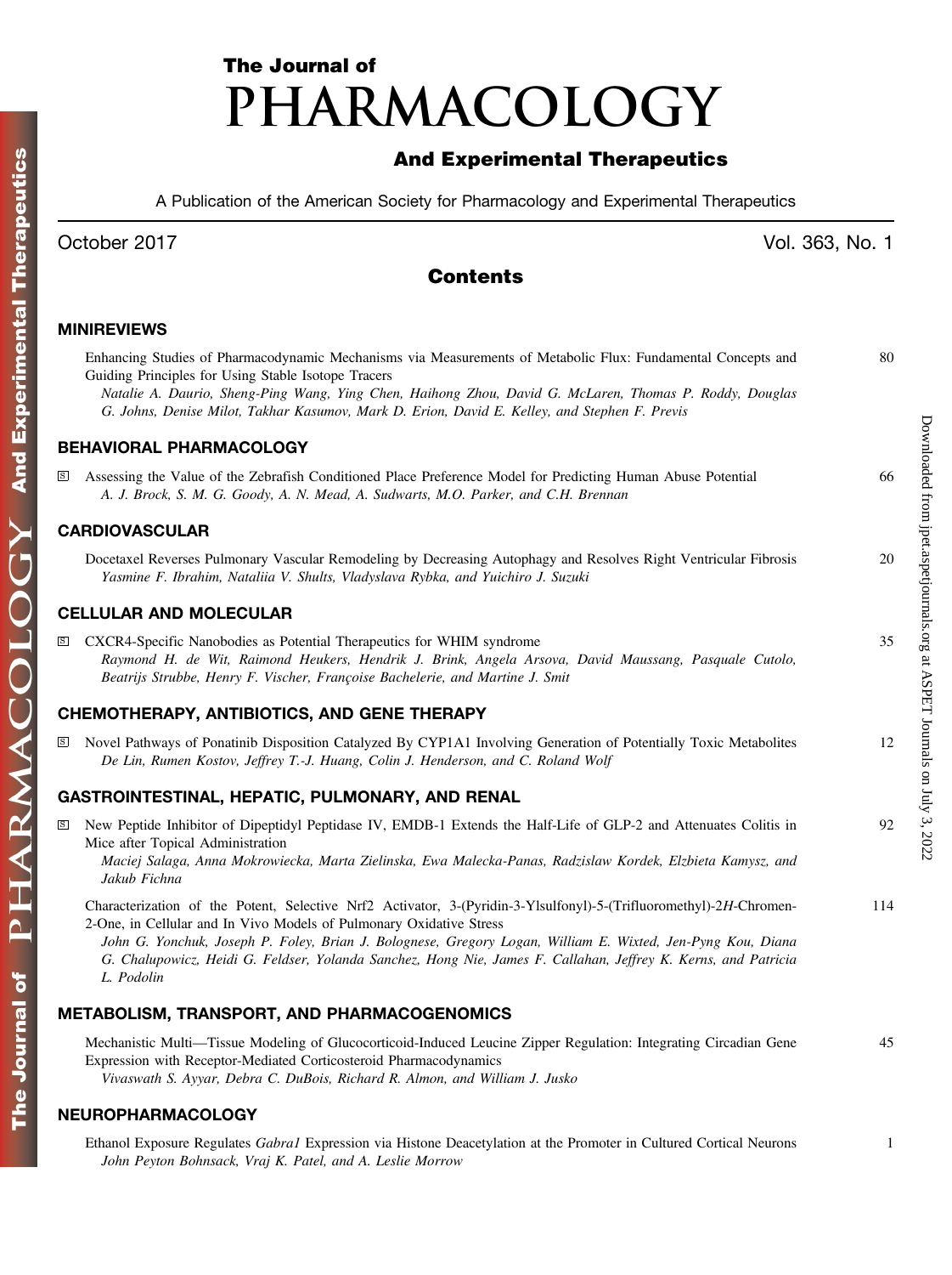# The Journal of PHARMACOLOGY And Experimental Therapeutics

A Publication of the American Society for Pharmacology and Experimental Therapeutics

October 2017 Vol. 363, No. 1

## Contents

### MINIREVIEWS

Enhancing Studies of Pharmacodynamic Mechanisms via Measurements of Metabolic Flux: Fundamental Concepts and Guiding Principles for Using Stable Isotope Tracers — 80
*Natalie A. Daurio, Sheng-Ping Wang, Ying Chen, Haihong Zhou, David G. McLaren, Thomas P. Roddy, Douglas G. Johns, Denise Milot, Takhar Kasumov, Mark D. Erion, David E. Kelley, and Stephen F. Previs*

### BEHAVIORAL PHARMACOLOGY

S Assessing the Value of the Zebrafish Conditioned Place Preference Model for Predicting Human Abuse Potential — 66
*A. J. Brock, S. M. G. Goody, A. N. Mead, A. Sudwarts, M.O. Parker, and C.H. Brennan*

### CARDIOVASCULAR

Docetaxel Reverses Pulmonary Vascular Remodeling by Decreasing Autophagy and Resolves Right Ventricular Fibrosis — 20
*Yasmine F. Ibrahim, Nataliia V. Shults, Vladyslava Rybka, and Yuichiro J. Suzuki*

### CELLULAR AND MOLECULAR

S CXCR4-Specific Nanobodies as Potential Therapeutics for WHIM syndrome — 35
*Raymond H. de Wit, Raimond Heukers, Hendrik J. Brink, Angela Arsova, David Maussang, Pasquale Cutolo, Beatrijs Strubbe, Henry F. Vischer, Françoise Bachelerie, and Martine J. Smit*

### CHEMOTHERAPY, ANTIBIOTICS, AND GENE THERAPY

S Novel Pathways of Ponatinib Disposition Catalyzed By CYP1A1 Involving Generation of Potentially Toxic Metabolites — 12
*De Lin, Rumen Kostov, Jeffrey T.-J. Huang, Colin J. Henderson, and C. Roland Wolf*

### GASTROINTESTINAL, HEPATIC, PULMONARY, AND RENAL

S New Peptide Inhibitor of Dipeptidyl Peptidase IV, EMDB-1 Extends the Half-Life of GLP-2 and Attenuates Colitis in Mice after Topical Administration — 92
*Maciej Salaga, Anna Mokrowiecka, Marta Zielinska, Ewa Malecka-Panas, Radzislaw Kordek, Elzbieta Kamysz, and Jakub Fichna*

Characterization of the Potent, Selective Nrf2 Activator, 3-(Pyridin-3-Ylsulfonyl)-5-(Trifluoromethyl)-2*H*-Chromen-2-One, in Cellular and In Vivo Models of Pulmonary Oxidative Stress — 114
*John G. Yonchuk, Joseph P. Foley, Brian J. Bolognese, Gregory Logan, William E. Wixted, Jen-Pyng Kou, Diana G. Chalupowicz, Heidi G. Feldser, Yolanda Sanchez, Hong Nie, James F. Callahan, Jeffrey K. Kerns, and Patricia L. Podolin*

### METABOLISM, TRANSPORT, AND PHARMACOGENOMICS

Mechanistic Multi—Tissue Modeling of Glucocorticoid-Induced Leucine Zipper Regulation: Integrating Circadian Gene Expression with Receptor-Mediated Corticosteroid Pharmacodynamics — 45
*Vivaswath S. Ayyar, Debra C. DuBois, Richard R. Almon, and William J. Jusko*

### NEUROPHARMACOLOGY

Ethanol Exposure Regulates *Gabra1* Expression via Histone Deacetylation at the Promoter in Cultured Cortical Neurons — 1
*John Peyton Bohnsack, Vraj K. Patel, and A. Leslie Morrow*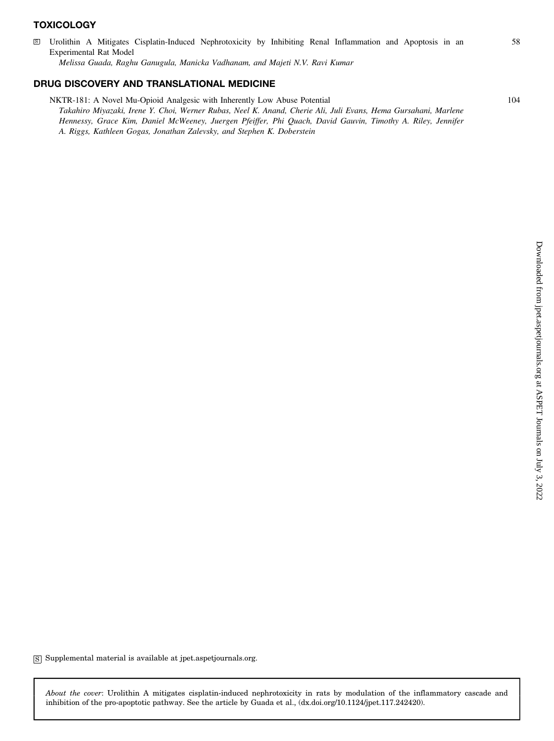## TOXICOLOGY

S Urolithin A Mitigates Cisplatin-Induced Nephrotoxicity by Inhibiting Renal Inflammation and Apoptosis in an Experimental Rat Model 58
*Melissa Guada, Raghu Ganugula, Manicka Vadhanam, and Majeti N.V. Ravi Kumar*

## DRUG DISCOVERY AND TRANSLATIONAL MEDICINE

NKTR-181: A Novel Mu-Opioid Analgesic with Inherently Low Abuse Potential 104
*Takahiro Miyazaki, Irene Y. Choi, Werner Rubas, Neel K. Anand, Cherie Ali, Juli Evans, Hema Gursahani, Marlene Hennessy, Grace Kim, Daniel McWeeney, Juergen Pfeiffer, Phi Quach, David Gauvin, Timothy A. Riley, Jennifer A. Riggs, Kathleen Gogas, Jonathan Zalevsky, and Stephen K. Doberstein*

S Supplemental material is available at jpet.aspetjournals.org.

*About the cover*: Urolithin A mitigates cisplatin-induced nephrotoxicity in rats by modulation of the inflammatory cascade and inhibition of the pro-apoptotic pathway. See the article by Guada et al., (dx.doi.org/10.1124/jpet.117.242420).